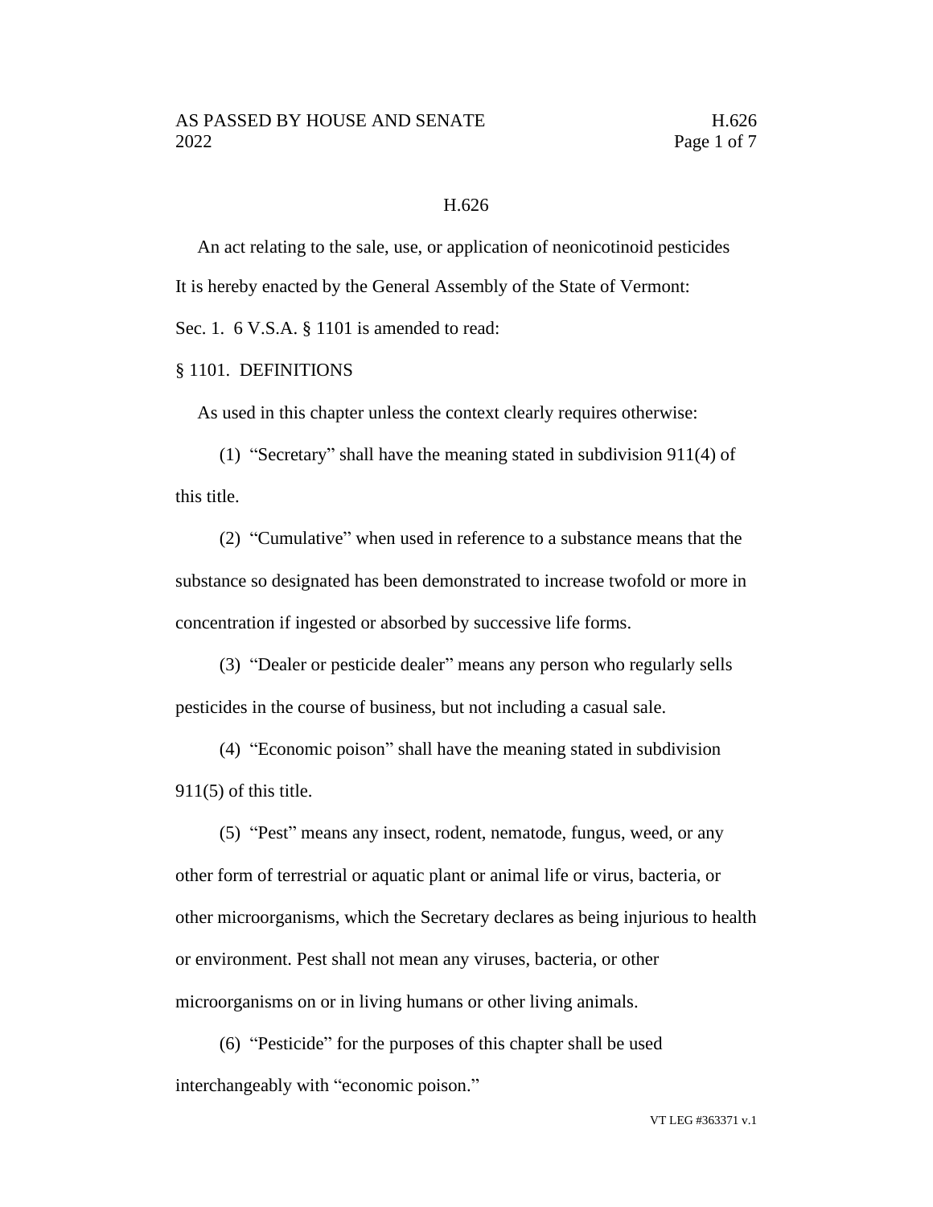# H.626

An act relating to the sale, use, or application of neonicotinoid pesticides

It is hereby enacted by the General Assembly of the State of Vermont:

Sec. 1. 6 V.S.A. § 1101 is amended to read:

§ 1101. DEFINITIONS

As used in this chapter unless the context clearly requires otherwise:

(1) "Secretary" shall have the meaning stated in subdivision 911(4) of this title.

(2) "Cumulative" when used in reference to a substance means that the substance so designated has been demonstrated to increase twofold or more in concentration if ingested or absorbed by successive life forms.

(3) "Dealer or pesticide dealer" means any person who regularly sells pesticides in the course of business, but not including a casual sale.

(4) "Economic poison" shall have the meaning stated in subdivision 911(5) of this title.

(5) "Pest" means any insect, rodent, nematode, fungus, weed, or any other form of terrestrial or aquatic plant or animal life or virus, bacteria, or other microorganisms, which the Secretary declares as being injurious to health or environment. Pest shall not mean any viruses, bacteria, or other microorganisms on or in living humans or other living animals.

(6) "Pesticide" for the purposes of this chapter shall be used interchangeably with "economic poison."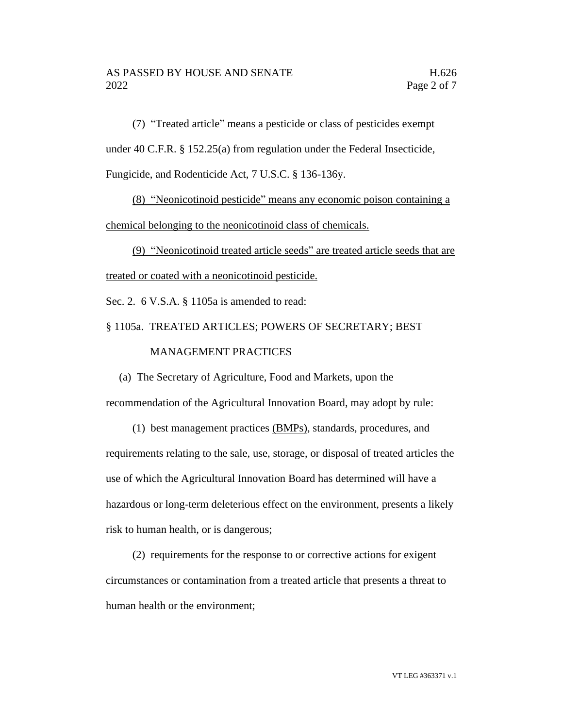(7) "Treated article" means a pesticide or class of pesticides exempt under 40 C.F.R. § 152.25(a) from regulation under the Federal Insecticide, Fungicide, and Rodenticide Act, 7 U.S.C. § 136-136y.

<u>(8) "Neonicotinoid pesticide" means any economic poison containing a chemical belonging to the neonicotinoid class of chemicals.</u>

<u>(9) "Neonicotinoid treated article seeds" are treated article seeds that are treated or coated with a neonicotinoid pesticide.</u>

Sec. 2. 6 V.S.A. § 1105a is amended to read:

§ 1105a. TREATED ARTICLES; POWERS OF SECRETARY; BEST MANAGEMENT PRACTICES

(a) The Secretary of Agriculture, Food and Markets, upon the recommendation of the Agricultural Innovation Board, may adopt by rule:

(1) best management practices <u>(BMPs)</u>, standards, procedures, and requirements relating to the sale, use, storage, or disposal of treated articles the use of which the Agricultural Innovation Board has determined will have a hazardous or long-term deleterious effect on the environment, presents a likely risk to human health, or is dangerous;

(2) requirements for the response to or corrective actions for exigent circumstances or contamination from a treated article that presents a threat to human health or the environment;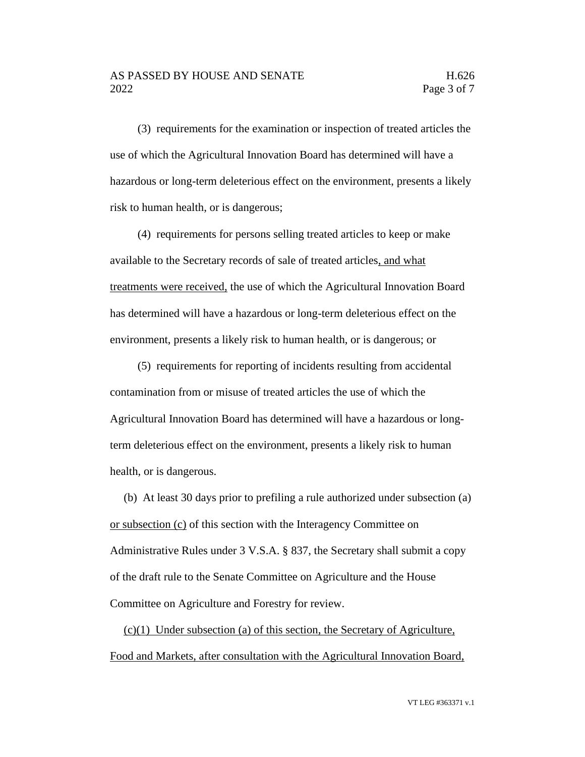(3) requirements for the examination or inspection of treated articles the use of which the Agricultural Innovation Board has determined will have a hazardous or long-term deleterious effect on the environment, presents a likely risk to human health, or is dangerous;

(4) requirements for persons selling treated articles to keep or make available to the Secretary records of sale of treated articles<u>, and what treatments were received,</u> the use of which the Agricultural Innovation Board has determined will have a hazardous or long-term deleterious effect on the environment, presents a likely risk to human health, or is dangerous; or

(5) requirements for reporting of incidents resulting from accidental contamination from or misuse of treated articles the use of which the Agricultural Innovation Board has determined will have a hazardous or long-term deleterious effect on the environment, presents a likely risk to human health, or is dangerous.

(b) At least 30 days prior to prefiling a rule authorized under subsection (a) <u>or subsection (c)</u> of this section with the Interagency Committee on Administrative Rules under 3 V.S.A. § 837, the Secretary shall submit a copy of the draft rule to the Senate Committee on Agriculture and the House Committee on Agriculture and Forestry for review.

<u>(c)(1) Under subsection (a) of this section, the Secretary of Agriculture, Food and Markets, after consultation with the Agricultural Innovation Board,</u>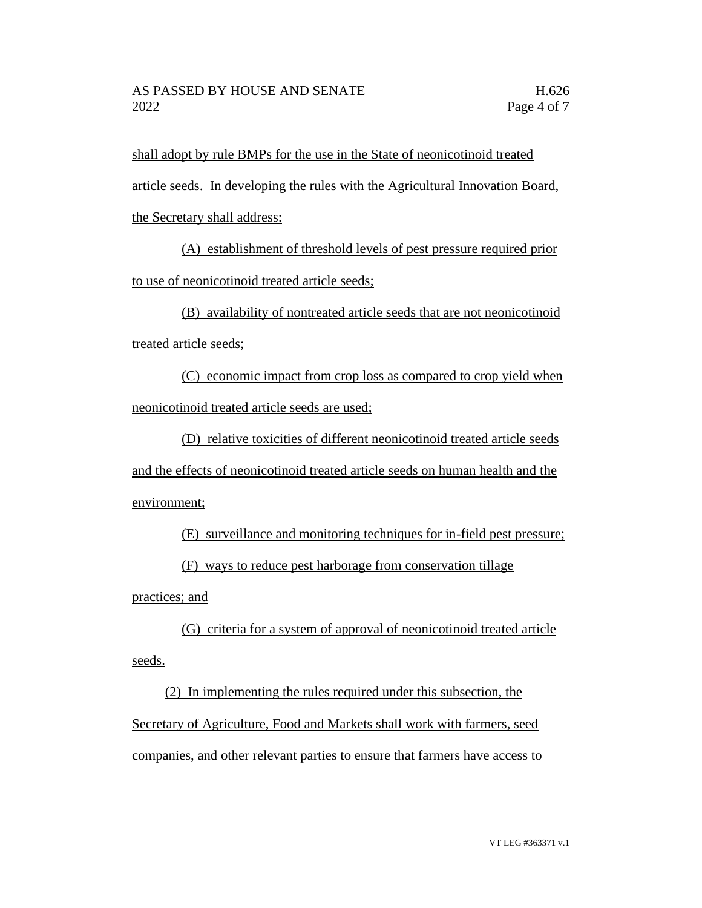shall adopt by rule BMPs for the use in the State of neonicotinoid treated article seeds. In developing the rules with the Agricultural Innovation Board, the Secretary shall address:

(A) establishment of threshold levels of pest pressure required prior to use of neonicotinoid treated article seeds;

(B) availability of nontreated article seeds that are not neonicotinoid treated article seeds;

(C) economic impact from crop loss as compared to crop yield when neonicotinoid treated article seeds are used;

(D) relative toxicities of different neonicotinoid treated article seeds and the effects of neonicotinoid treated article seeds on human health and the environment;

(E) surveillance and monitoring techniques for in-field pest pressure;

(F) ways to reduce pest harborage from conservation tillage practices; and

(G) criteria for a system of approval of neonicotinoid treated article seeds.

(2) In implementing the rules required under this subsection, the Secretary of Agriculture, Food and Markets shall work with farmers, seed companies, and other relevant parties to ensure that farmers have access to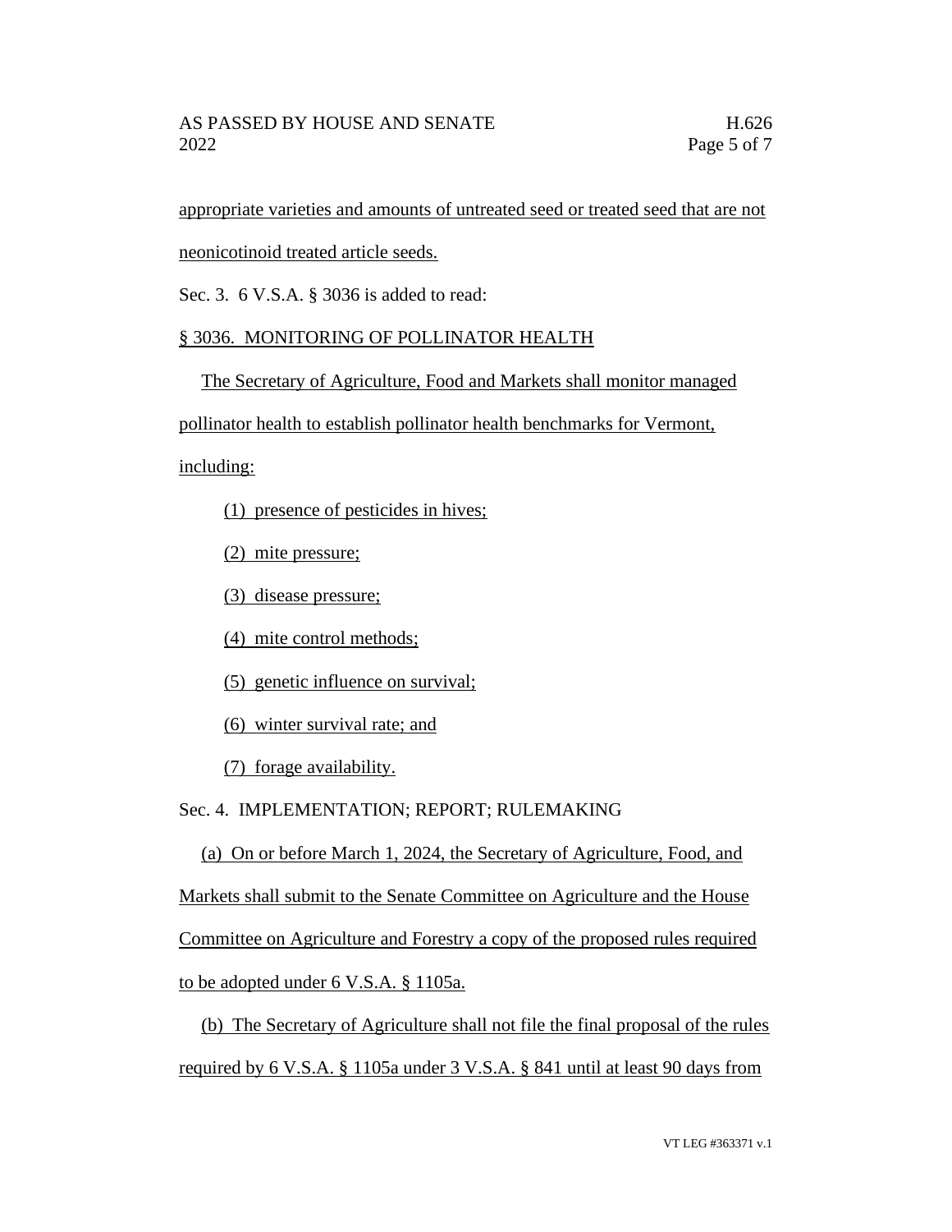appropriate varieties and amounts of untreated seed or treated seed that are not neonicotinoid treated article seeds.

Sec. 3. 6 V.S.A. § 3036 is added to read:

§ 3036. MONITORING OF POLLINATOR HEALTH

The Secretary of Agriculture, Food and Markets shall monitor managed pollinator health to establish pollinator health benchmarks for Vermont, including:

(1) presence of pesticides in hives;

(2) mite pressure;

(3) disease pressure;

(4) mite control methods;

(5) genetic influence on survival;

(6) winter survival rate; and

(7) forage availability.

Sec. 4. IMPLEMENTATION; REPORT; RULEMAKING

(a) On or before March 1, 2024, the Secretary of Agriculture, Food, and Markets shall submit to the Senate Committee on Agriculture and the House Committee on Agriculture and Forestry a copy of the proposed rules required to be adopted under 6 V.S.A. § 1105a.

(b) The Secretary of Agriculture shall not file the final proposal of the rules required by 6 V.S.A. § 1105a under 3 V.S.A. § 841 until at least 90 days from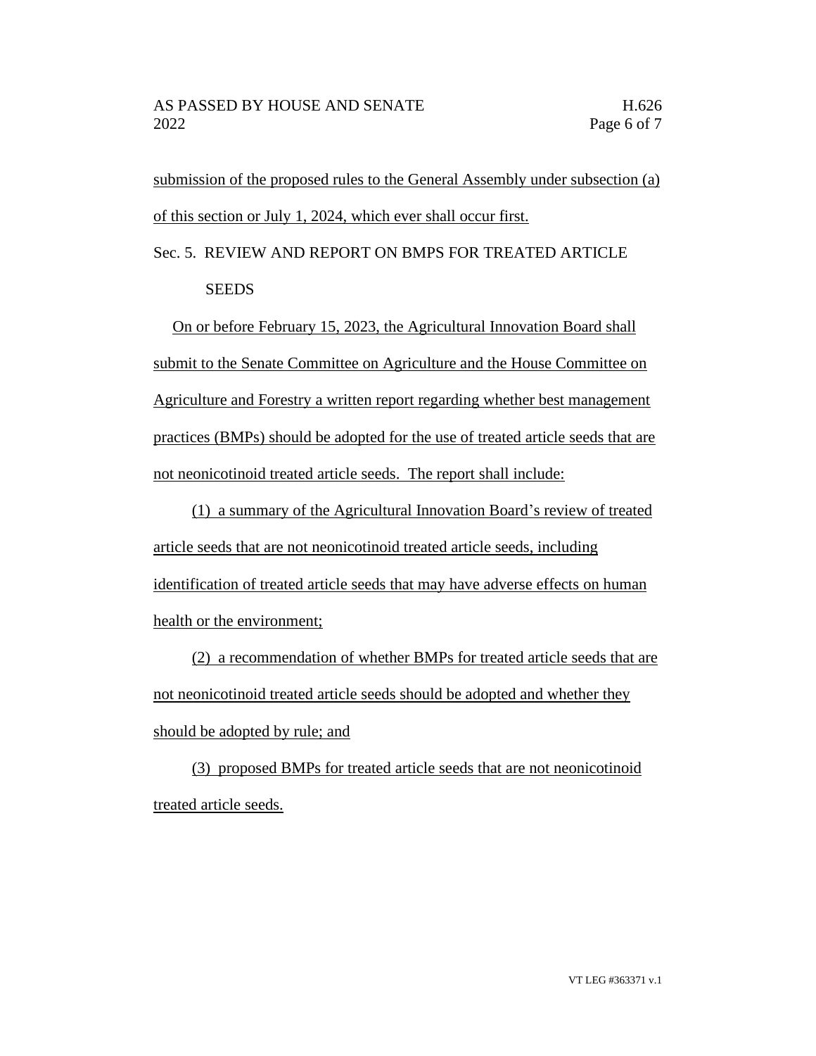submission of the proposed rules to the General Assembly under subsection (a) of this section or July 1, 2024, which ever shall occur first.

Sec. 5. REVIEW AND REPORT ON BMPS FOR TREATED ARTICLE SEEDS

On or before February 15, 2023, the Agricultural Innovation Board shall submit to the Senate Committee on Agriculture and the House Committee on Agriculture and Forestry a written report regarding whether best management practices (BMPs) should be adopted for the use of treated article seeds that are not neonicotinoid treated article seeds. The report shall include:

(1) a summary of the Agricultural Innovation Board's review of treated article seeds that are not neonicotinoid treated article seeds, including identification of treated article seeds that may have adverse effects on human health or the environment;

(2) a recommendation of whether BMPs for treated article seeds that are not neonicotinoid treated article seeds should be adopted and whether they should be adopted by rule; and

(3) proposed BMPs for treated article seeds that are not neonicotinoid treated article seeds.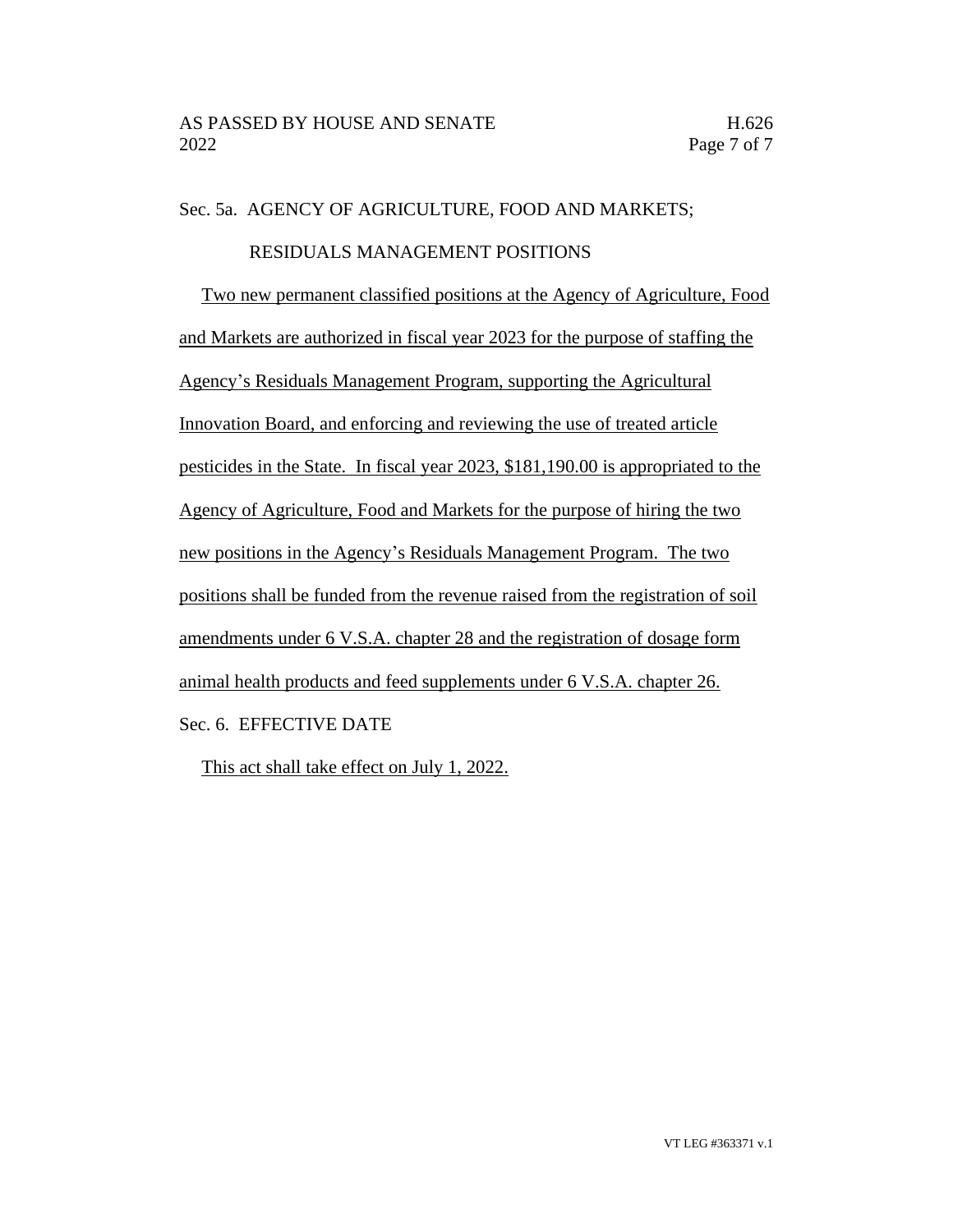Sec. 5a. AGENCY OF AGRICULTURE, FOOD AND MARKETS;

RESIDUALS MANAGEMENT POSITIONS

Two new permanent classified positions at the Agency of Agriculture, Food and Markets are authorized in fiscal year 2023 for the purpose of staffing the Agency's Residuals Management Program, supporting the Agricultural Innovation Board, and enforcing and reviewing the use of treated article pesticides in the State. In fiscal year 2023, $181,190.00 is appropriated to the Agency of Agriculture, Food and Markets for the purpose of hiring the two new positions in the Agency's Residuals Management Program. The two positions shall be funded from the revenue raised from the registration of soil amendments under 6 V.S.A. chapter 28 and the registration of dosage form animal health products and feed supplements under 6 V.S.A. chapter 26.

Sec. 6. EFFECTIVE DATE

This act shall take effect on July 1, 2022.